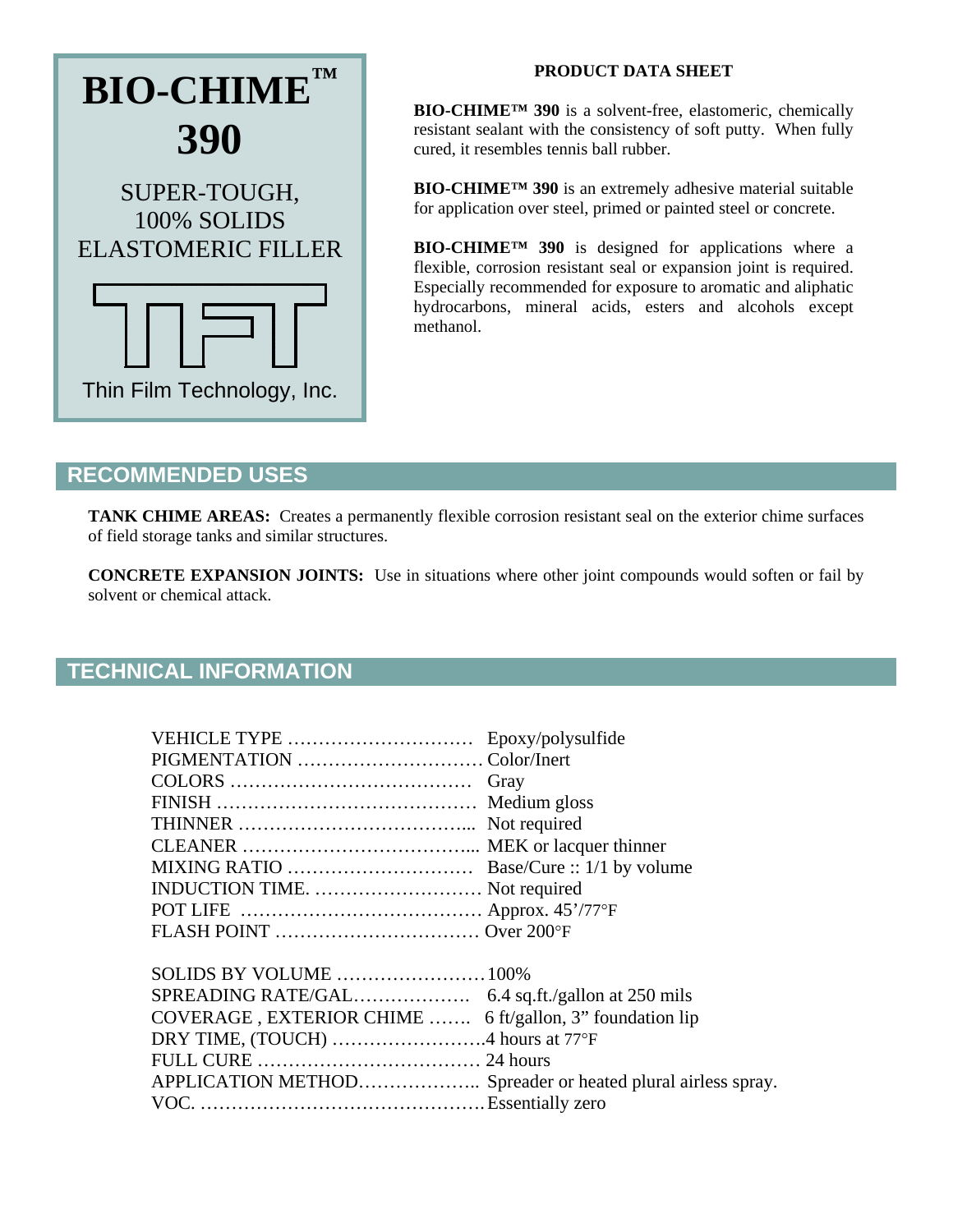# BIO-CHIME™ 390

SUPER-TOUGH, 100% SOLIDS ELASTOMERIC FILLER

TFT

Thin Film Technology, Inc.

**PRODUCT DATA SHEET**

**BIO-CHIME™ 390** is a solvent-free, elastomeric, chemically resistant sealant with the consistency of soft putty. When fully cured, it resembles tennis ball rubber.

**BIO-CHIME™ 390** is an extremely adhesive material suitable for application over steel, primed or painted steel or concrete.

**BIO-CHIME™ 390** is designed for applications where a flexible, corrosion resistant seal or expansion joint is required. Especially recommended for exposure to aromatic and aliphatic hydrocarbons, mineral acids, esters and alcohols except methanol.

## RECOMMENDED USES

**TANK CHIME AREAS:** Creates a permanently flexible corrosion resistant seal on the exterior chime surfaces of field storage tanks and similar structures.

**CONCRETE EXPANSION JOINTS:** Use in situations where other joint compounds would soften or fail by solvent or chemical attack.

## TECHNICAL INFORMATION

VEHICLE TYPE ………………………… Epoxy/polysulfide
PIGMENTATION ………………………… Color/Inert
COLORS ………………………………… Gray
FINISH …………………………………… Medium gloss
THINNER ……………………………….. Not required
CLEANER ……………………………….. MEK or lacquer thinner
MIXING RATIO ………………………… Base/Cure :: 1/1 by volume
INDUCTION TIME. ……………………… Not required
POT LIFE ………………………………… Approx. 45'/77°F
FLASH POINT …………………………… Over 200°F

SOLIDS BY VOLUME ……………………100%
SPREADING RATE/GAL………………. 6.4 sq.ft./gallon at 250 mils
COVERAGE , EXTERIOR CHIME ……. 6 ft/gallon, 3" foundation lip
DRY TIME, (TOUCH) …………………….4 hours at 77°F
FULL CURE ……………………………… 24 hours
APPLICATION METHOD……………….. Spreader or heated plural airless spray.
VOC. ………………………………………Essentially zero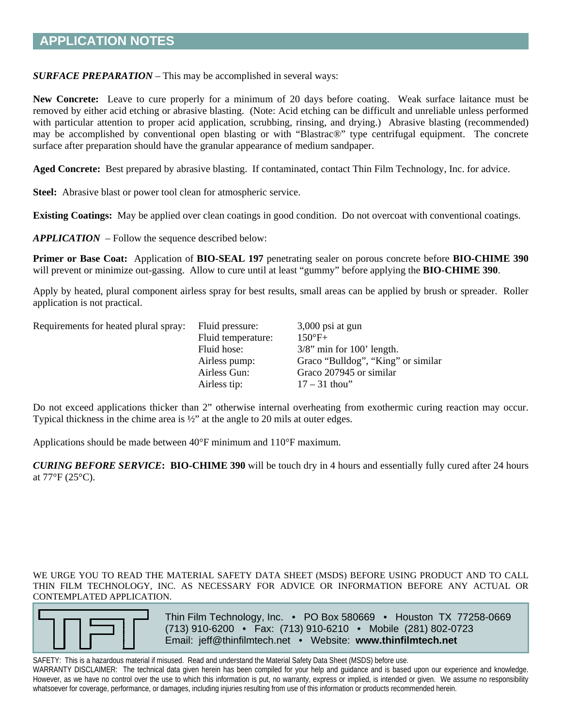## APPLICATION NOTES

***SURFACE PREPARATION*** – This may be accomplished in several ways:

**New Concrete:** Leave to cure properly for a minimum of 20 days before coating. Weak surface laitance must be removed by either acid etching or abrasive blasting. (Note: Acid etching can be difficult and unreliable unless performed with particular attention to proper acid application, scrubbing, rinsing, and drying.) Abrasive blasting (recommended) may be accomplished by conventional open blasting or with "Blastrac®" type centrifugal equipment. The concrete surface after preparation should have the granular appearance of medium sandpaper.

**Aged Concrete:** Best prepared by abrasive blasting. If contaminated, contact Thin Film Technology, Inc. for advice.

**Steel:** Abrasive blast or power tool clean for atmospheric service.

**Existing Coatings:** May be applied over clean coatings in good condition. Do not overcoat with conventional coatings.

***APPLICATION*** – Follow the sequence described below:

**Primer or Base Coat:** Application of **BIO-SEAL 197** penetrating sealer on porous concrete before **BIO-CHIME 390** will prevent or minimize out-gassing. Allow to cure until at least "gummy" before applying the **BIO-CHIME 390**.

Apply by heated, plural component airless spray for best results, small areas can be applied by brush or spreader. Roller application is not practical.

| | | |
|---|---|---|
| Requirements for heated plural spray: | Fluid pressure: | 3,000 psi at gun |
| | Fluid temperature: | 150°F+ |
| | Fluid hose: | 3/8" min for 100' length. |
| | Airless pump: | Graco "Bulldog", "King" or similar |
| | Airless Gun: | Graco 207945 or similar |
| | Airless tip: | 17 – 31 thou" |

Do not exceed applications thicker than 2" otherwise internal overheating from exothermic curing reaction may occur. Typical thickness in the chime area is ½" at the angle to 20 mils at outer edges.

Applications should be made between 40°F minimum and 110°F maximum.

***CURING BEFORE SERVICE*: BIO-CHIME 390** will be touch dry in 4 hours and essentially fully cured after 24 hours at 77°F (25°C).

WE URGE YOU TO READ THE MATERIAL SAFETY DATA SHEET (MSDS) BEFORE USING PRODUCT AND TO CALL THIN FILM TECHNOLOGY, INC. AS NECESSARY FOR ADVICE OR INFORMATION BEFORE ANY ACTUAL OR CONTEMPLATED APPLICATION.

TFT

Thin Film Technology, Inc. • PO Box 580669 • Houston TX 77258-0669
(713) 910-6200 • Fax: (713) 910-6210 • Mobile (281) 802-0723
Email: jeff@thinfilmtech.net • Website: **www.thinfilmtech.net**

SAFETY: This is a hazardous material if misused. Read and understand the Material Safety Data Sheet (MSDS) before use.
WARRANTY DISCLAIMER: The technical data given herein has been compiled for your help and guidance and is based upon our experience and knowledge. However, as we have no control over the use to which this information is put, no warranty, express or implied, is intended or given. We assume no responsibility whatsoever for coverage, performance, or damages, including injuries resulting from use of this information or products recommended herein.